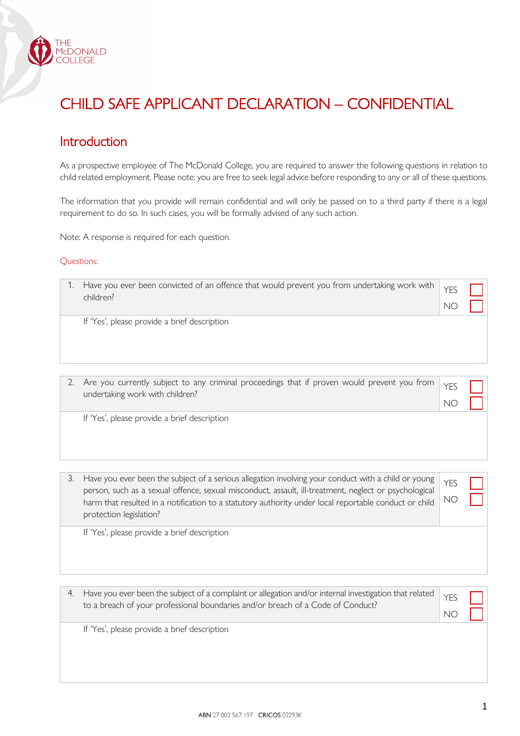THE McDONALD COLLEGE

# CHILD SAFE APPLICANT DECLARATION – CONFIDENTIAL

## Introduction

As a prospective employee of The McDonald College, you are required to answer the following questions in relation to child related employment. Please note: you are free to seek legal advice before responding to any or all of these questions.

The information that you provide will remain confidential and will only be passed on to a third party if there is a legal requirement to do so. In such cases, you will be formally advised of any such action.

Note: A response is required for each question.

Questions:

| | | |
|---|---|---|
| 1. Have you ever been convicted of an offence that would prevent you from undertaking work with children? | YES ☐ | NO ☐ |
| If 'Yes', please provide a brief description | | |

| | | |
|---|---|---|
| 2. Are you currently subject to any criminal proceedings that if proven would prevent you from undertaking work with children? | YES ☐ | NO ☐ |
| If 'Yes', please provide a brief description | | |

| | | |
|---|---|---|
| 3. Have you ever been the subject of a serious allegation involving your conduct with a child or young person, such as a sexual offence, sexual misconduct, assault, ill-treatment, neglect or psychological harm that resulted in a notification to a statutory authority under local reportable conduct or child protection legislation? | YES ☐ | NO ☐ |
| If 'Yes', please provide a brief description | | |

| | | |
|---|---|---|
| 4. Have you ever been the subject of a complaint or allegation and/or internal investigation that related to a breach of your professional boundaries and/or breach of a Code of Conduct? | YES ☐ | NO ☐ |
| If 'Yes', please provide a brief description | | |

ABN 27 002 567 197 CRICOS 02293K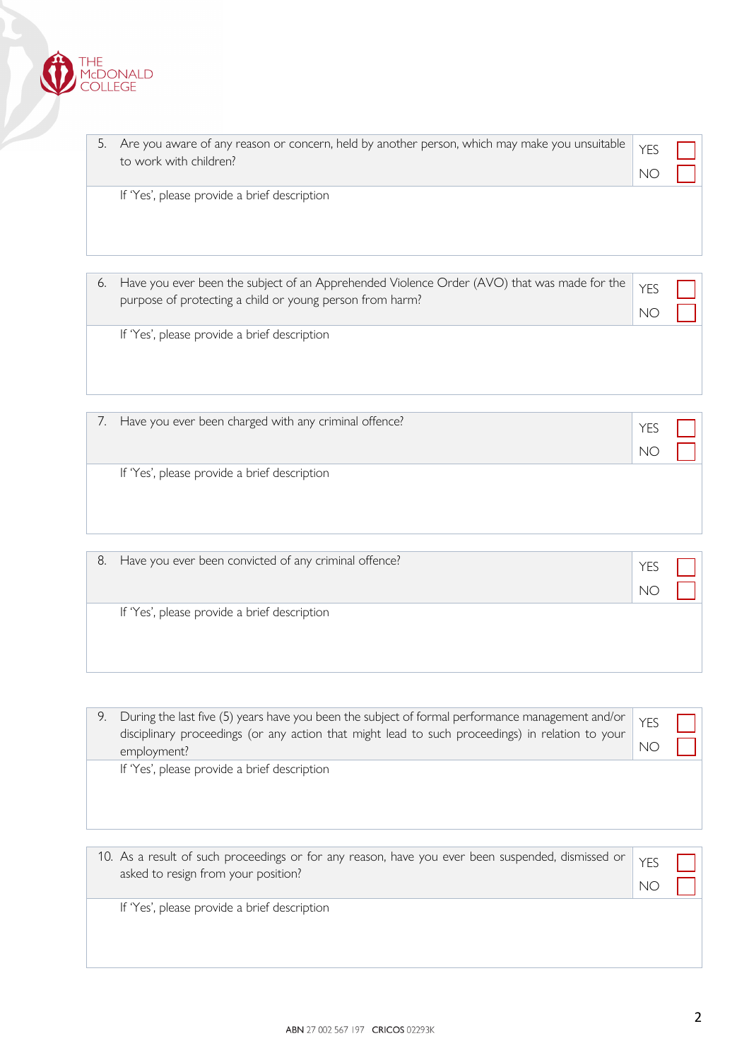| | | |
|---|---|---|
| 5. Are you aware of any reason or concern, held by another person, which may make you unsuitable to work with children? | YES<br>NO | ☐<br>☐ |
| If 'Yes', please provide a brief description | | |

| | | |
|---|---|---|
| 6. Have you ever been the subject of an Apprehended Violence Order (AVO) that was made for the purpose of protecting a child or young person from harm? | YES<br>NO | ☐<br>☐ |
| If 'Yes', please provide a brief description | | |

| | | |
|---|---|---|
| 7. Have you ever been charged with any criminal offence? | YES<br>NO | ☐<br>☐ |
| If 'Yes', please provide a brief description | | |

| | | |
|---|---|---|
| 8. Have you ever been convicted of any criminal offence? | YES<br>NO | ☐<br>☐ |
| If 'Yes', please provide a brief description | | |

| | | |
|---|---|---|
| 9. During the last five (5) years have you been the subject of formal performance management and/or disciplinary proceedings (or any action that might lead to such proceedings) in relation to your employment? | YES<br>NO | ☐<br>☐ |
| If 'Yes', please provide a brief description | | |

| | | |
|---|---|---|
| 10. As a result of such proceedings or for any reason, have you ever been suspended, dismissed or asked to resign from your position? | YES<br>NO | ☐<br>☐ |
| If 'Yes', please provide a brief description | | |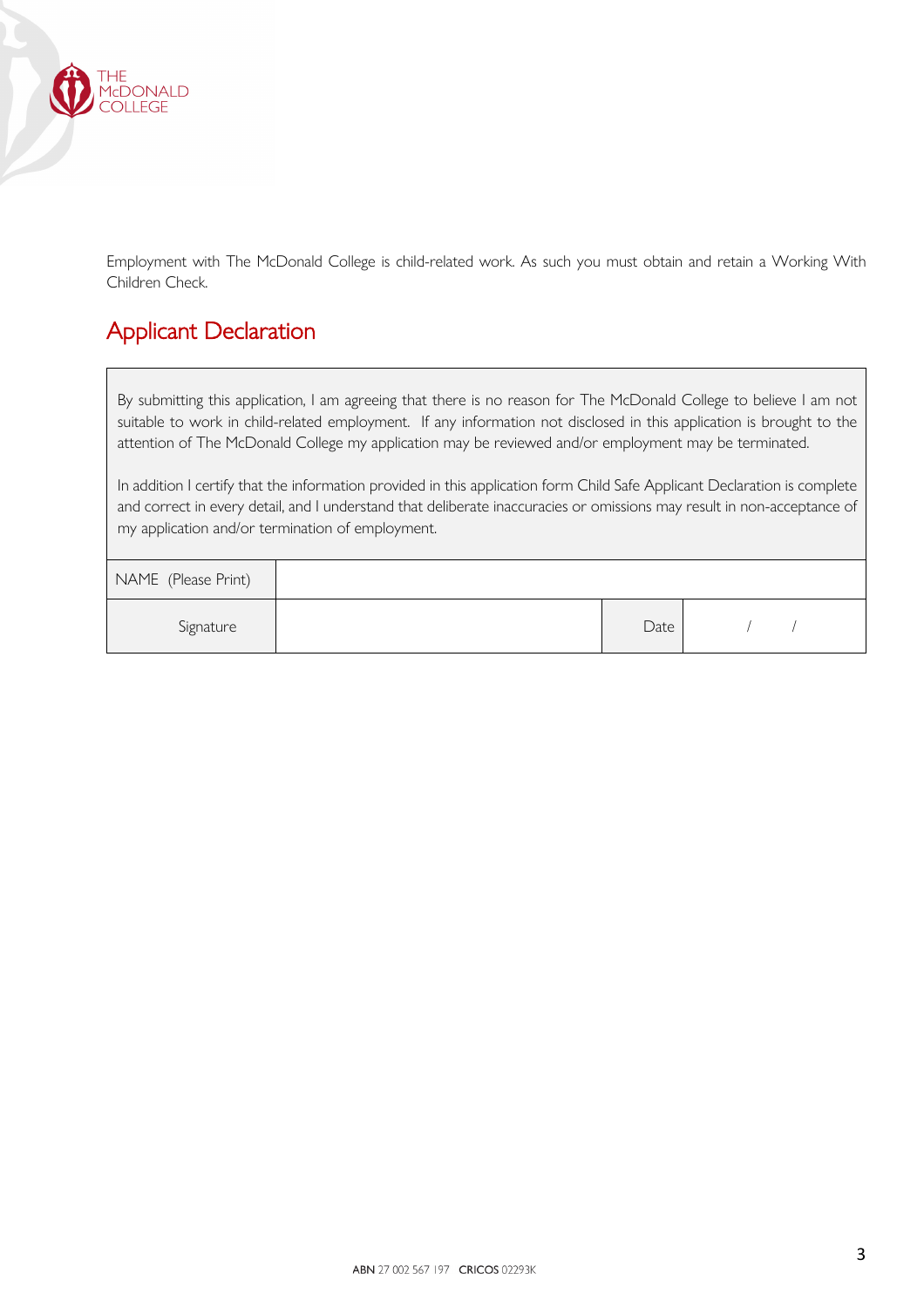Employment with The McDonald College is child-related work. As such you must obtain and retain a Working With Children Check.

## Applicant Declaration

By submitting this application, I am agreeing that there is no reason for The McDonald College to believe I am not suitable to work in child-related employment. If any information not disclosed in this application is brought to the attention of The McDonald College my application may be reviewed and/or employment may be terminated.

In addition I certify that the information provided in this application form Child Safe Applicant Declaration is complete and correct in every detail, and I understand that deliberate inaccuracies or omissions may result in non-acceptance of my application and/or termination of employment.

| | | | |
|---|---|---|---|
| NAME (Please Print) | | | |
| Signature | | Date | / / |

ABN 27 002 567 197 CRICOS 02293K